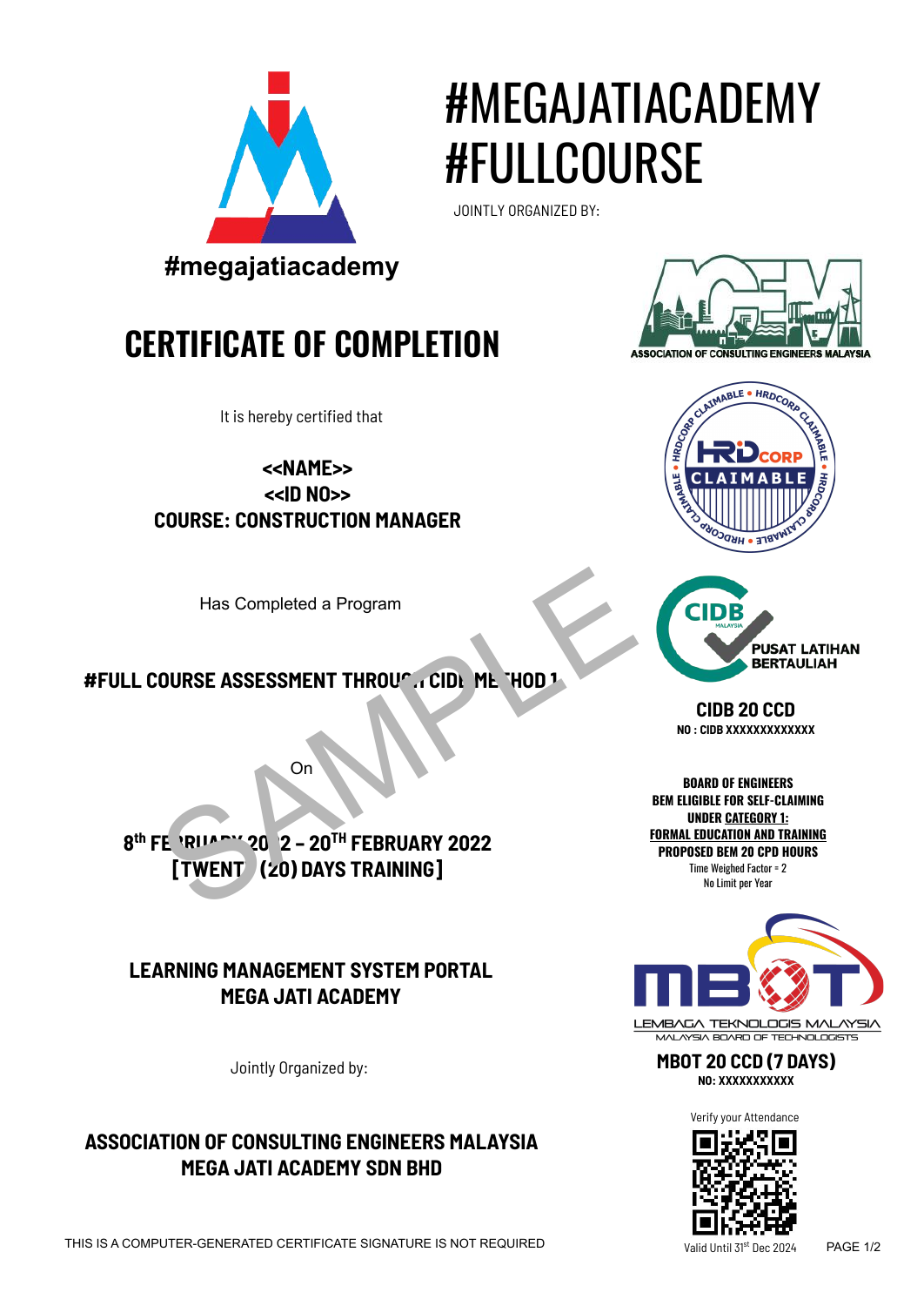#megajatiacademy

# #MEGAJATIACADEMY #FULLCOURSE

JOINTLY ORGANIZED BY:

ASSOCIATION OF CONSULTING ENGINEERS MALAYSIA

## CERTIFICATE OF COMPLETION

It is hereby certified that

**<<NAME>>**
**<<ID NO>>**
**COURSE: CONSTRUCTION MANAGER**

HRDCORP CLAIMABLE

Has Completed a Program

**#FULL COURSE ASSESSMENT THROUGH CIDB METHOD 1**

CIDB MALAYSIA PUSAT LATIHAN BERTAULIAH

**CIDB 20 CCD**
**NO : CIDB XXXXXXXXXXXXX**

On

**8th FEBRUARY 2022 – 20TH FEBRUARY 2022**
**[TWENTY (20) DAYS TRAINING]**

**BOARD OF ENGINEERS**
**BEM ELIGIBLE FOR SELF-CLAIMING**
**UNDER CATEGORY 1:**
**FORMAL EDUCATION AND TRAINING**
**PROPOSED BEM 20 CPD HOURS**
Time Weighed Factor = 2
No Limit per Year

**LEARNING MANAGEMENT SYSTEM PORTAL**
**MEGA JATI ACADEMY**

MBOT LEMBAGA TEKNOLOGIS MALAYSIA MALAYSIA BOARD OF TECHNOLOGISTS

**MBOT 20 CCD (7 DAYS)**
**NO: XXXXXXXXXXX**

Jointly Organized by:

**ASSOCIATION OF CONSULTING ENGINEERS MALAYSIA**
**MEGA JATI ACADEMY SDN BHD**

Verify your Attendance

THIS IS A COMPUTER-GENERATED CERTIFICATE SIGNATURE IS NOT REQUIRED

Valid Until 31st Dec 2024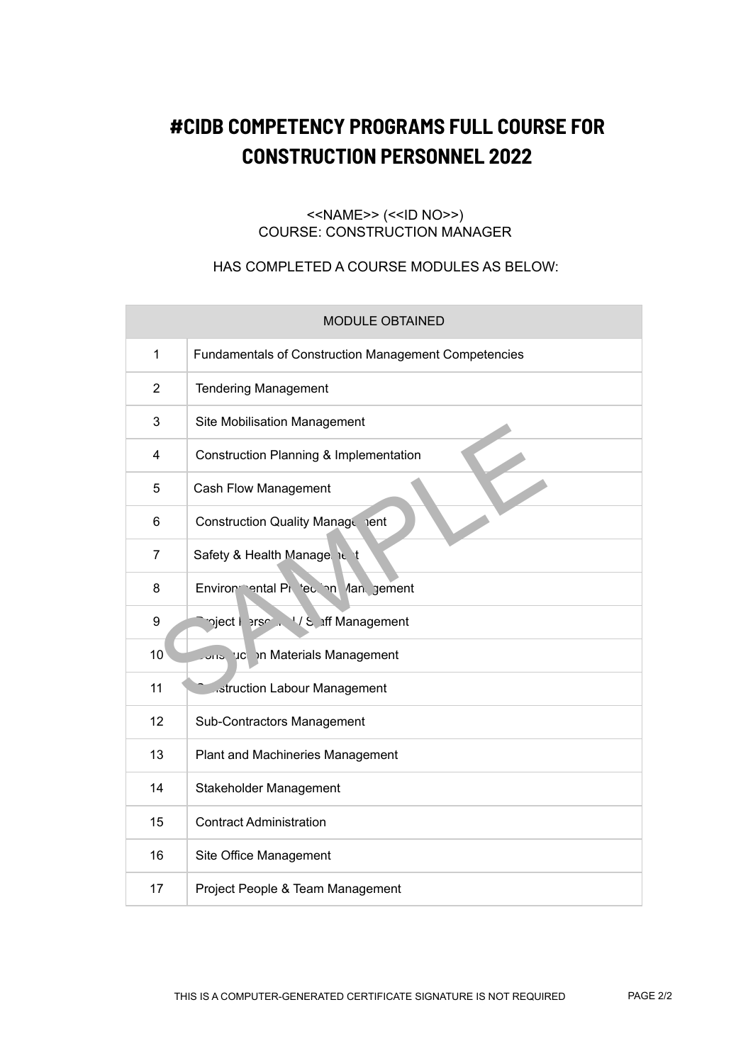# #CIDB COMPETENCY PROGRAMS FULL COURSE FOR CONSTRUCTION PERSONNEL 2022

<<NAME>> (<<ID NO>>)
COURSE: CONSTRUCTION MANAGER

HAS COMPLETED A COURSE MODULES AS BELOW:

| MODULE OBTAINED | |
|---|---|
| 1 | Fundamentals of Construction Management Competencies |
| 2 | Tendering Management |
| 3 | Site Mobilisation Management |
| 4 | Construction Planning & Implementation |
| 5 | Cash Flow Management |
| 6 | Construction Quality Management |
| 7 | Safety & Health Management |
| 8 | Environmental Protection Management |
| 9 | Project Personnel / Staff Management |
| 10 | Construction Materials Management |
| 11 | Construction Labour Management |
| 12 | Sub-Contractors Management |
| 13 | Plant and Machineries Management |
| 14 | Stakeholder Management |
| 15 | Contract Administration |
| 16 | Site Office Management |
| 17 | Project People & Team Management |

THIS IS A COMPUTER-GENERATED CERTIFICATE SIGNATURE IS NOT REQUIRED